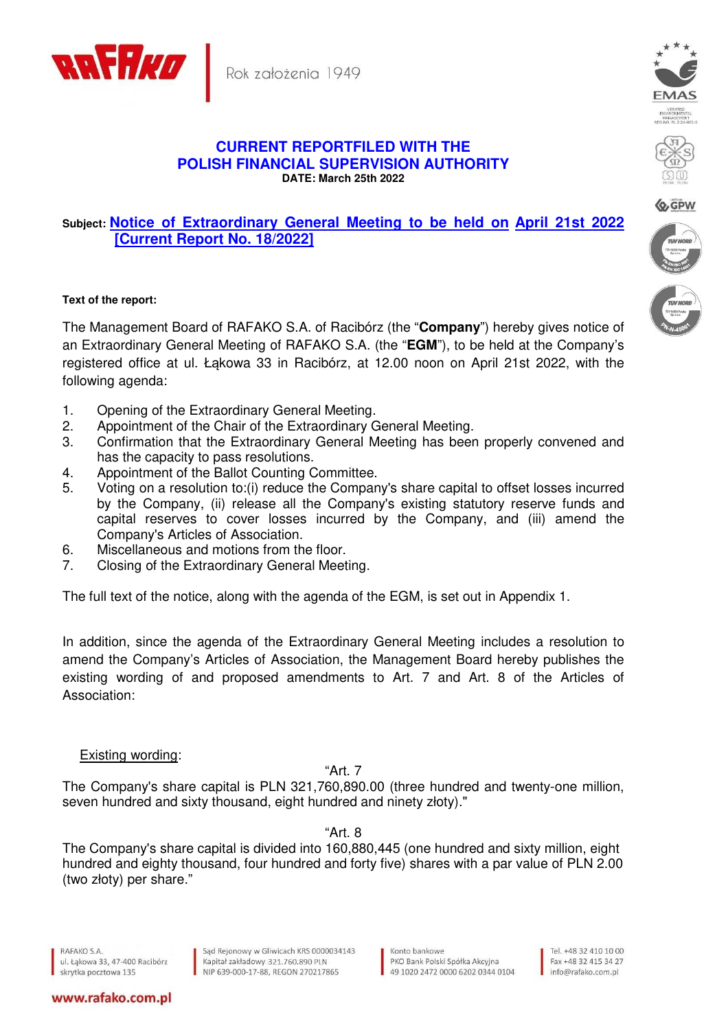## CURRENT REPORTFILED WITH THE POLISH FINANCIAL SUPERVISION AUTHORITY

**DATE: March 25th 2022**

**Subject: Notice of Extraordinary General Meeting to be held on April 21st 2022 [Current Report No. 18/2022]**

**Text of the report:**

The Management Board of RAFAKO S.A. of Racibórz (the "**Company**") hereby gives notice of an Extraordinary General Meeting of RAFAKO S.A. (the "**EGM**"), to be held at the Company's registered office at ul. Łąkowa 33 in Racibórz, at 12.00 noon on April 21st 2022, with the following agenda:

1. Opening of the Extraordinary General Meeting.
2. Appointment of the Chair of the Extraordinary General Meeting.
3. Confirmation that the Extraordinary General Meeting has been properly convened and has the capacity to pass resolutions.
4. Appointment of the Ballot Counting Committee.
5. Voting on a resolution to:(i) reduce the Company's share capital to offset losses incurred by the Company, (ii) release all the Company's existing statutory reserve funds and capital reserves to cover losses incurred by the Company, and (iii) amend the Company's Articles of Association.
6. Miscellaneous and motions from the floor.
7. Closing of the Extraordinary General Meeting.

The full text of the notice, along with the agenda of the EGM, is set out in Appendix 1.

In addition, since the agenda of the Extraordinary General Meeting includes a resolution to amend the Company's Articles of Association, the Management Board hereby publishes the existing wording of and proposed amendments to Art. 7 and Art. 8 of the Articles of Association:

<u>Existing wording</u>:

"Art. 7

The Company's share capital is PLN 321,760,890.00 (three hundred and twenty-one million, seven hundred and sixty thousand, eight hundred and ninety złoty)."

"Art. 8

The Company's share capital is divided into 160,880,445 (one hundred and sixty million, eight hundred and eighty thousand, four hundred and forty five) shares with a par value of PLN 2.00 (two złoty) per share."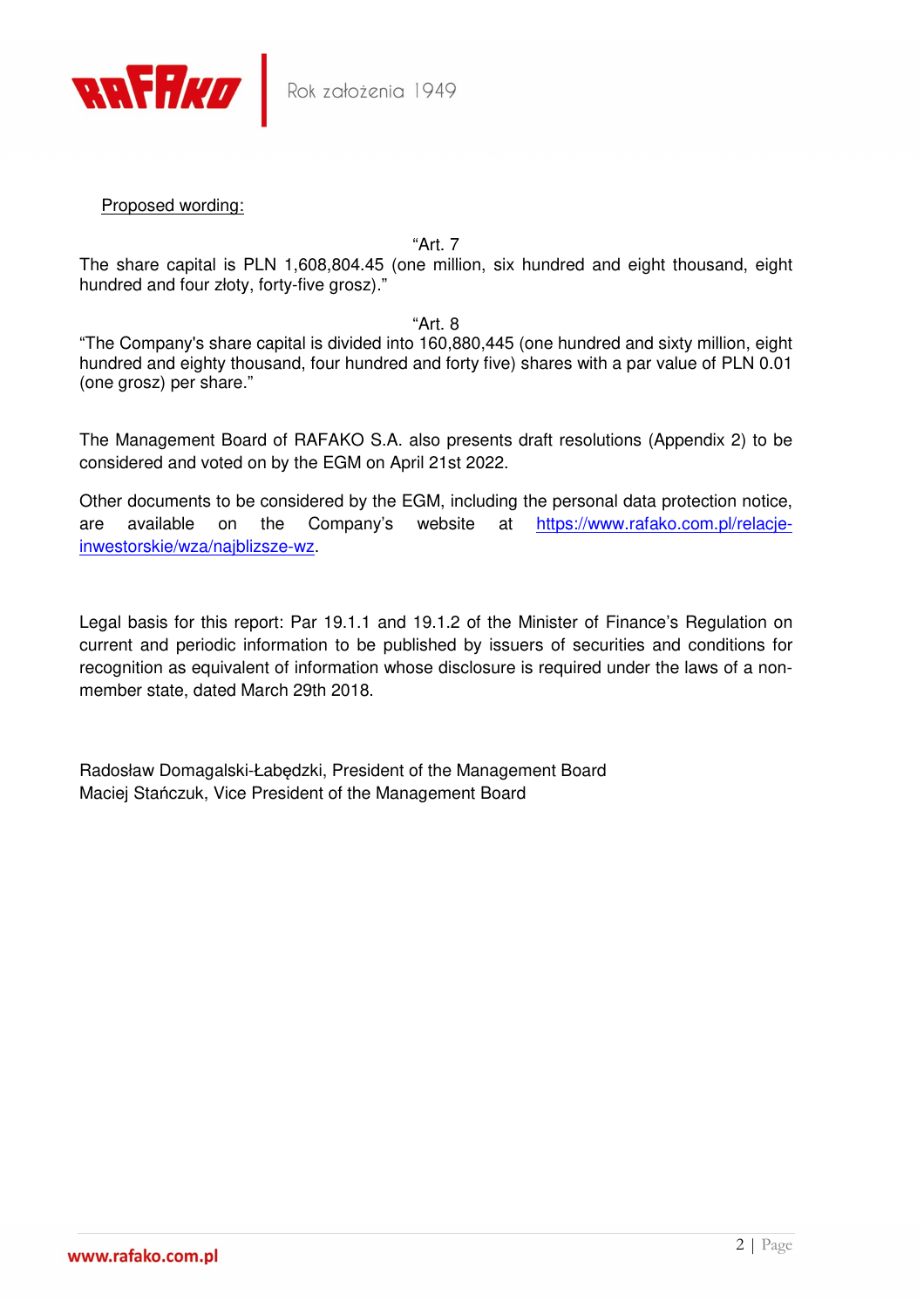Proposed wording:

"Art. 7

The share capital is PLN 1,608,804.45 (one million, six hundred and eight thousand, eight hundred and four złoty, forty-five grosz)."

"Art. 8

"The Company's share capital is divided into 160,880,445 (one hundred and sixty million, eight hundred and eighty thousand, four hundred and forty five) shares with a par value of PLN 0.01 (one grosz) per share."

The Management Board of RAFAKO S.A. also presents draft resolutions (Appendix 2) to be considered and voted on by the EGM on April 21st 2022.

Other documents to be considered by the EGM, including the personal data protection notice, are available on the Company's website at [https://www.rafako.com.pl/relacje-inwestorskie/wza/najblizsze-wz](https://www.rafako.com.pl/relacje-inwestorskie/wza/najblizsze-wz).

Legal basis for this report: Par 19.1.1 and 19.1.2 of the Minister of Finance's Regulation on current and periodic information to be published by issuers of securities and conditions for recognition as equivalent of information whose disclosure is required under the laws of a non-member state, dated March 29th 2018.

Radosław Domagalski-Łabędzki, President of the Management Board
Maciej Stańczuk, Vice President of the Management Board